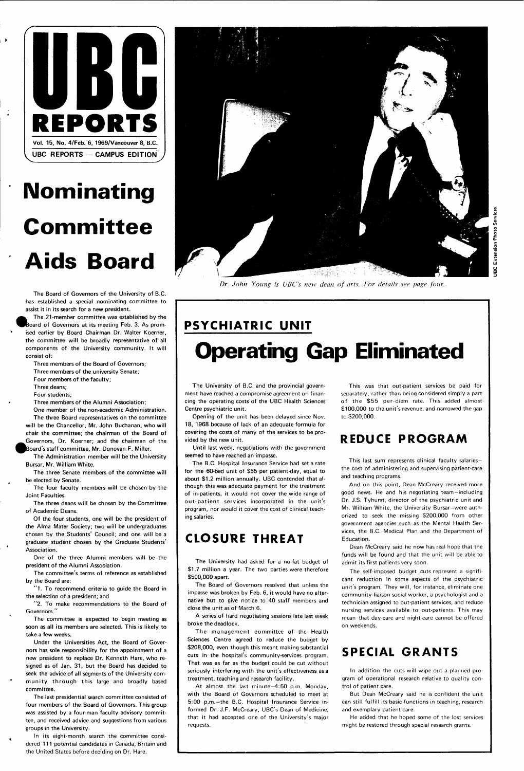# UBC REPORTS

Vol. 15, No. 4/Feb. 6, 1969/Vancouver 8, B.C.

UBC REPORTS — CAMPUS EDITION

# Nominating Committee Aids Board

The Board of Governors of the University of B.C. has established a special nominating committee to assist it in its search for a new president.

The 21-member committee was established by the Board of Governors at its meeting Feb. 3. As promised earlier by Board Chairman Dr. Walter Koerner, the committee will be broadly representative of all components of the University community. It will consist of:

Three members of the Board of Governors;
Three members of the university Senate;
Four members of the faculty;
Three deans;
Four students;
Three members of the Alumni Association;
One member of the non-academic Administration.

The three Board representatives on the committee will be the Chancellor, Mr. John Buchanan, who will chair the committee; the chairman of the Board of Governors, Dr. Koerner; and the chairman of the Board's staff committee, Mr. Donovan F. Miller.

The Administration member will be the University Bursar, Mr. William White.

The three Senate members of the committee will be elected by Senate.

The four faculty members will be chosen by the Joint Faculties.

The three deans will be chosen by the Committee of Academic Deans.

Of the four students, one will be the president of the Alma Mater Society; two will be undergraduates chosen by the Students' Council; and one will be a graduate student chosen by the Graduate Students' Association.

One of the three Alumni members will be the president of the Alumni Association.

The committee's terms of reference as established by the Board are:

"1. To recommend criteria to guide the Board in the selection of a president; and

"2. To make recommendations to the Board of Governors."

The committee is expected to begin meeting as soon as all its members are selected. This is likely to take a few weeks.

Under the Universities Act, the Board of Governors has sole responsibility for the appointment of a new president to replace Dr. Kenneth Hare, who resigned as of Jan. 31, but the Board has decided to seek the advice of all segments of the University community through this large and broadly based committee.

The last presidential search committee consisted of four members of the Board of Governors. This group was assisted by a four-man faculty advisory committee, and received advice and suggestions from various groups in the University.

In its eight-month search the committee considered 111 potential candidates in Canada, Britain and the United States before deciding on Dr. Hare.

*Dr. John Young is UBC's new dean of arts. For details see page four.*

UBC Extension Photo Services

## PSYCHIATRIC UNIT

# Operating Gap Eliminated

The University of B.C. and the provincial government have reached a compromise agreement on financing the operating costs of the UBC Health Sciences Centre psychiatric unit.

Opening of the unit has been delayed since Nov. 18, 1968 because of lack of an adequate formula for covering the costs of many of the services to be provided by the new unit.

Until last week, negotiations with the government seemed to have reached an impasse.

The B.C. Hospital Insurance Service had set a rate for the 60-bed unit of $55 per patient-day, equal to about $1.2 million annually. UBC contended that although this was adequate payment for the treatment of in-patients, it would not cover the wide range of out-patient services incorporated in the unit's program, nor would it cover the cost of clinical teaching salaries.

## CLOSURE THREAT

The University had asked for a no-fat budget of $1.7 million a year. The two parties were therefore $500,000 apart.

The Board of Governors resolved that unless the impasse was broken by Feb. 6, it would have no alternative but to give notice to 40 staff members and close the unit as of March 6.

A series of hard negotiating sessions late last week broke the deadlock.

The management committee of the Health Sciences Centre agreed to reduce the budget by $208,000, even though this meant making substantial cuts in the hospital's community-services program. That was as far as the budget could be cut without seriously interfering with the unit's effectiveness as a treatment, teaching and research facility.

At almost the last minute—4:50 p.m. Monday, with the Board of Governors scheduled to meet at 5:00 p.m.—the B.C. Hospital Insurance Service informed Dr. J.F. McCreary, UBC's Dean of Medicine, that it had accepted one of the University's major requests.

This was that out-patient services be paid for separately, rather than being considered simply a part of the $55 per-diem rate. This added almost $100,000 to the unit's revenue, and narrowed the gap to $200,000.

## REDUCE PROGRAM

This last sum represents clinical faculty salaries—the cost of administering and supervising patient-care and teaching programs.

And on this point, Dean McCreary received more good news. He and his negotiating team—including Dr. J.S. Tyhurst, director of the psychiatric unit and Mr. William White, the University Bursar—were authorized to seek the missing $200,000 from other government agencies such as the Mental Health Services, the B.C. Medical Plan and the Department of Education.

Dean McCreary said he now has real hope that the funds will be found and that the unit will be able to admit its first patients very soon.

The self-imposed budget cuts represent a significant reduction in some aspects of the psychiatric unit's program. They will, for instance, eliminate one community-liaison social worker, a psychologist and a technician assigned to out-patient services, and reduce nursing services available to out-patients. This may mean that day-care and night-care cannot be offered on weekends.

## SPECIAL GRANTS

In addition the cuts will wipe out a planned program of operational research relative to quality control of patient care.

But Dean McCreary said he is confident the unit can still fulfill its basic functions in teaching, research and exemplary patient care.

He added that he hoped some of the lost services might be restored through special research grants.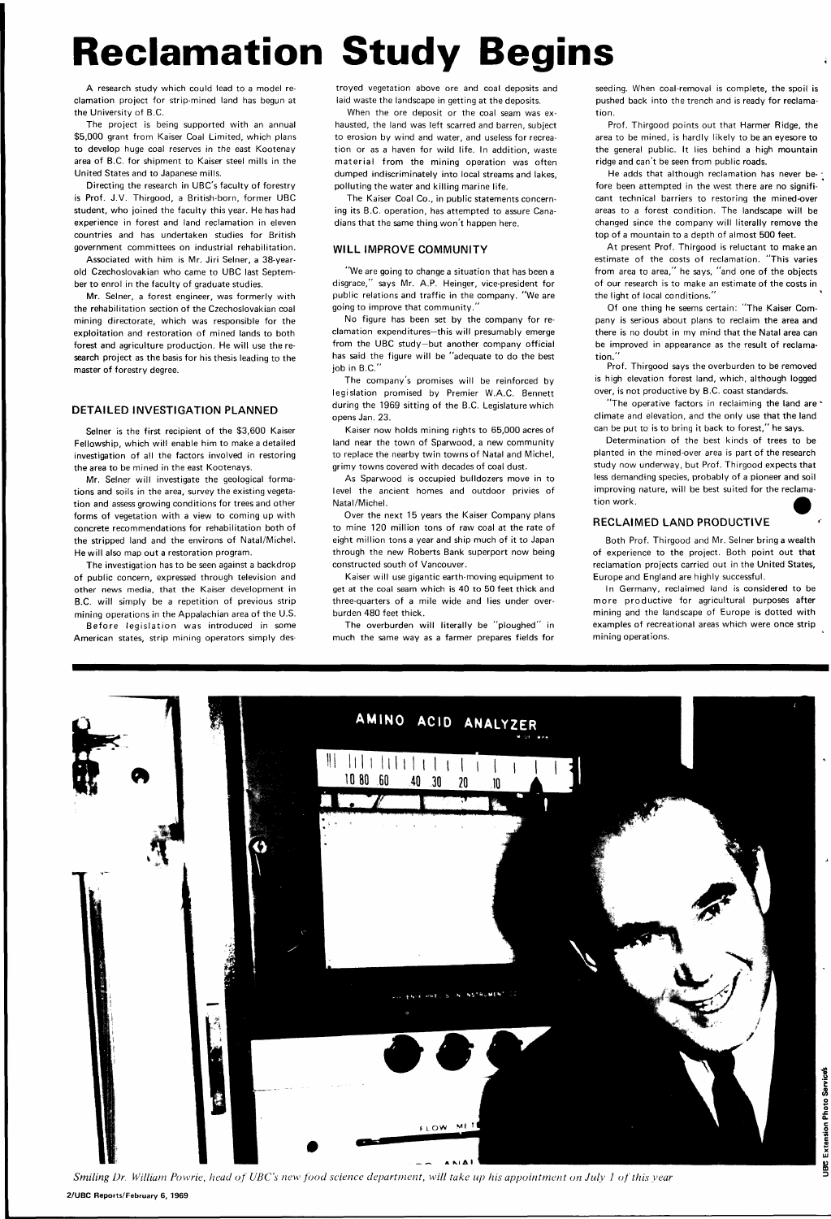# Reclamation Study Begins

A research study which could lead to a model reclamation project for strip-mined land has begun at the University of B.C.

The project is being supported with an annual $5,000 grant from Kaiser Coal Limited, which plans to develop huge coal reserves in the east Kootenay area of B.C. for shipment to Kaiser steel mills in the United States and to Japanese mills.

Directing the research in UBC's faculty of forestry is Prof. J.V. Thirgood, a British-born, former UBC student, who joined the faculty this year. He has had experience in forest and land reclamation in eleven countries and has undertaken studies for British government committees on industrial rehabilitation.

Associated with him is Mr. Jiri Selner, a 38-year-old Czechoslovakian who came to UBC last September to enrol in the faculty of graduate studies.

Mr. Selner, a forest engineer, was formerly with the rehabilitation section of the Czechoslovakian coal mining directorate, which was responsible for the exploitation and restoration of mined lands to both forest and agriculture production. He will use the research project as the basis for his thesis leading to the master of forestry degree.

### DETAILED INVESTIGATION PLANNED

Selner is the first recipient of the $3,600 Kaiser Fellowship, which will enable him to make a detailed investigation of all the factors involved in restoring the area to be mined in the east Kootenays.

Mr. Selner will investigate the geological formations and soils in the area, survey the existing vegetation and assess growing conditions for trees and other forms of vegetation with a view to coming up with concrete recommendations for rehabilitation both of the stripped land and the environs of Natal/Michel. He will also map out a restoration program.

The investigation has to be seen against a backdrop of public concern, expressed through television and other news media, that the Kaiser development in B.C. will simply be a repetition of previous strip mining operations in the Appalachian area of the U.S.

Before legislation was introduced in some American states, strip mining operators simply destroyed vegetation above ore and coal deposits and laid waste the landscape in getting at the deposits.

When the ore deposit or the coal seam was exhausted, the land was left scarred and barren, subject to erosion by wind and water, and useless for recreation or as a haven for wild life. In addition, waste material from the mining operation was often dumped indiscriminately into local streams and lakes, polluting the water and killing marine life.

The Kaiser Coal Co., in public statements concerning its B.C. operation, has attempted to assure Canadians that the same thing won't happen here.

### WILL IMPROVE COMMUNITY

"We are going to change a situation that has been a disgrace," says Mr. A.P. Heinger, vice-president for public relations and traffic in the company. "We are going to improve that community."

No figure has been set by the company for reclamation expenditures—this will presumably emerge from the UBC study—but another company official has said the figure will be "adequate to do the best job in B.C."

The company's promises will be reinforced by legislation promised by Premier W.A.C. Bennett during the 1969 sitting of the B.C. Legislature which opens Jan. 23.

Kaiser now holds mining rights to 65,000 acres of land near the town of Sparwood, a new community to replace the nearby twin towns of Natal and Michel, grimy towns covered with decades of coal dust.

As Sparwood is occupied bulldozers move in to level the ancient homes and outdoor privies of Natal/Michel.

Over the next 15 years the Kaiser Company plans to mine 120 million tons of raw coal at the rate of eight million tons a year and ship much of it to Japan through the new Roberts Bank superport now being constructed south of Vancouver.

Kaiser will use gigantic earth-moving equipment to get at the coal seam which is 40 to 50 feet thick and three-quarters of a mile wide and lies under overburden 480 feet thick.

The overburden will literally be "ploughed" in much the same way as a farmer prepares fields for seeding. When coal-removal is complete, the spoil is pushed back into the trench and is ready for reclamation.

Prof. Thirgood points out that Harmer Ridge, the area to be mined, is hardly likely to be an eyesore to the general public. It lies behind a high mountain ridge and can't be seen from public roads.

He adds that although reclamation has never before been attempted in the west there are no significant technical barriers to restoring the mined-over areas to a forest condition. The landscape will be changed since the company will literally remove the top of a mountain to a depth of almost 500 feet.

At present Prof. Thirgood is reluctant to make an estimate of the costs of reclamation. "This varies from area to area," he says, "and one of the objects of our research is to make an estimate of the costs in the light of local conditions."

Of one thing he seems certain: "The Kaiser Company is serious about plans to reclaim the area and there is no doubt in my mind that the Natal area can be improved in appearance as the result of reclamation."

Prof. Thirgood says the overburden to be removed is high elevation forest land, which, although logged over, is not productive by B.C. coast standards.

"The operative factors in reclaiming the land are climate and elevation, and the only use that the land can be put to is to bring it back to forest," he says.

Determination of the best kinds of trees to be planted in the mined-over area is part of the research study now underway, but Prof. Thirgood expects that less demanding species, probably of a pioneer and soil improving nature, will be best suited for the reclamation work.

### RECLAIMED LAND PRODUCTIVE

Both Prof. Thirgood and Mr. Selner bring a wealth of experience to the project. Both point out that reclamation projects carried out in the United States, Europe and England are highly successful.

In Germany, reclaimed land is considered to be more productive for agricultural purposes after mining and the landscape of Europe is dotted with examples of recreational areas which were once strip mining operations.

*Smiling Dr. William Powrie, head of UBC's new food science department, will take up his appointment on July 1 of this year*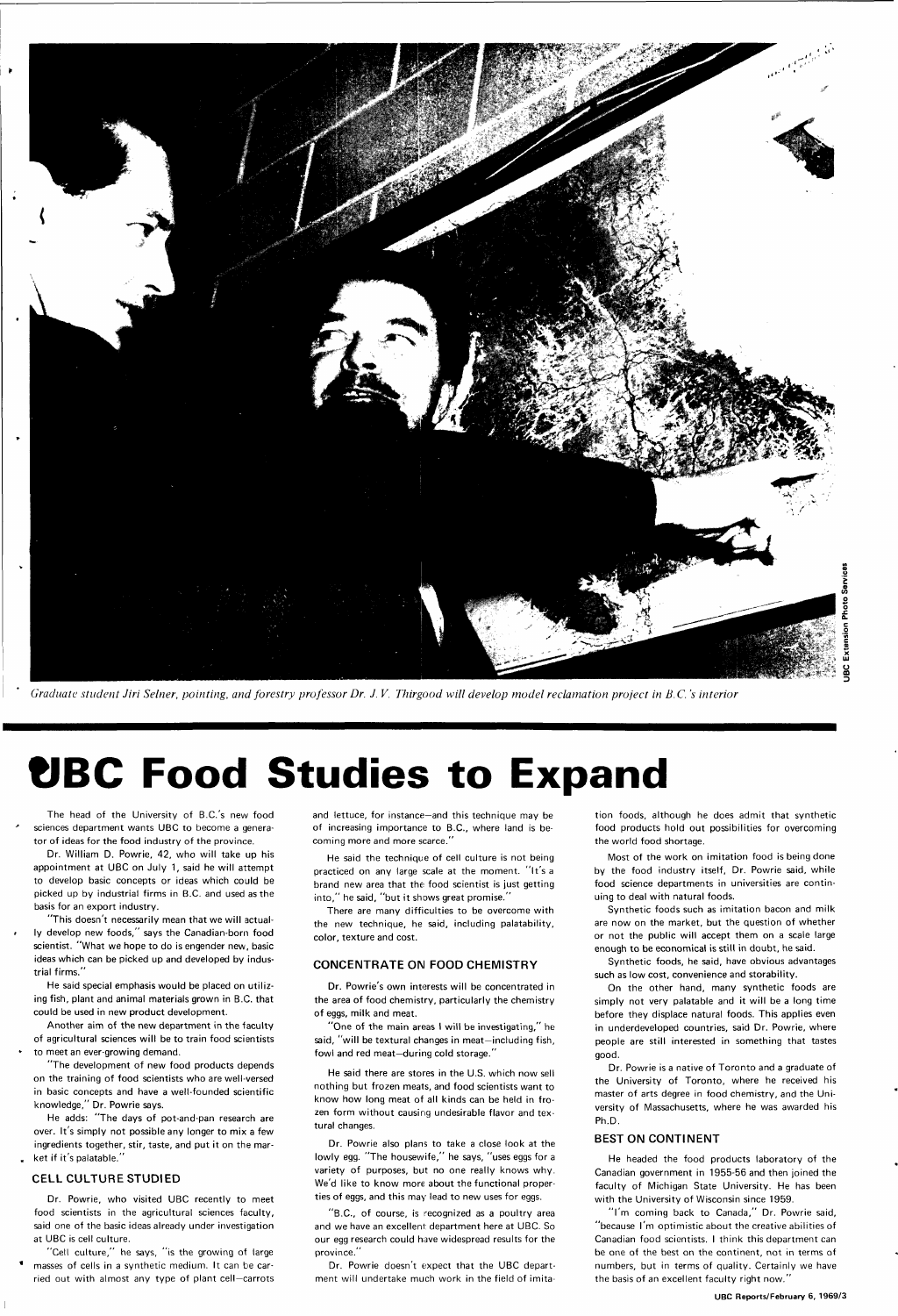*Graduate student Jiri Selner, pointing, and forestry professor Dr. J. V. Thirgood will develop model reclamation project in B.C.'s interior*

# UBC Food Studies to Expand

The head of the University of B.C.'s new food sciences department wants UBC to become a generator of ideas for the food industry of the province.

Dr. William D. Powrie, 42, who will take up his appointment at UBC on July 1, said he will attempt to develop basic concepts or ideas which could be picked up by industrial firms in B.C. and used as the basis for an export industry.

"This doesn't necessarily mean that we will actually develop new foods," says the Canadian-born food scientist. "What we hope to do is engender new, basic ideas which can be picked up and developed by industrial firms."

He said special emphasis would be placed on utilizing fish, plant and animal materials grown in B.C. that could be used in new product development.

Another aim of the new department in the faculty of agricultural sciences will be to train food scientists to meet an ever-growing demand.

"The development of new food products depends on the training of food scientists who are well-versed in basic concepts and have a well-founded scientific knowledge," Dr. Powrie says.

He adds: "The days of pot-and-pan research are over. It's simply not possible any longer to mix a few ingredients together, stir, taste, and put it on the market if it's palatable."

## CELL CULTURE STUDIED

Dr. Powrie, who visited UBC recently to meet food scientists in the agricultural sciences faculty, said one of the basic ideas already under investigation at UBC is cell culture.

"Cell culture," he says, "is the growing of large masses of cells in a synthetic medium. It can be carried out with almost any type of plant cell—carrots and lettuce, for instance—and this technique may be of increasing importance to B.C., where land is becoming more and more scarce."

He said the technique of cell culture is not being practiced on any large scale at the moment. "It's a brand new area that the food scientist is just getting into," he said, "but it shows great promise."

There are many difficulties to be overcome with the new technique, he said, including palatability, color, texture and cost.

## CONCENTRATE ON FOOD CHEMISTRY

Dr. Powrie's own interests will be concentrated in the area of food chemistry, particularly the chemistry of eggs, milk and meat.

"One of the main areas I will be investigating," he said, "will be textural changes in meat—including fish, fowl and red meat—during cold storage."

He said there are stores in the U.S. which now sell nothing but frozen meats, and food scientists want to know how long meat of all kinds can be held in frozen form without causing undesirable flavor and textural changes.

Dr. Powrie also plans to take a close look at the lowly egg. "The housewife," he says, "uses eggs for a variety of purposes, but no one really knows why. We'd like to know more about the functional properties of eggs, and this may lead to new uses for eggs.

"B.C., of course, is recognized as a poultry area and we have an excellent department here at UBC. So our egg research could have widespread results for the province."

Dr. Powrie doesn't expect that the UBC department will undertake much work in the field of imitation foods, although he does admit that synthetic food products hold out possibilities for overcoming the world food shortage.

Most of the work on imitation food is being done by the food industry itself, Dr. Powrie said, while food science departments in universities are continuing to deal with natural foods.

Synthetic foods such as imitation bacon and milk are now on the market, but the question of whether or not the public will accept them on a scale large enough to be economical is still in doubt, he said.

Synthetic foods, he said, have obvious advantages such as low cost, convenience and storability.

On the other hand, many synthetic foods are simply not very palatable and it will be a long time before they displace natural foods. This applies even in underdeveloped countries, said Dr. Powrie, where people are still interested in something that tastes good.

Dr. Powrie is a native of Toronto and a graduate of the University of Toronto, where he received his master of arts degree in food chemistry, and the University of Massachusetts, where he was awarded his Ph.D.

## BEST ON CONTINENT

He headed the food products laboratory of the Canadian government in 1955-56 and then joined the faculty of Michigan State University. He has been with the University of Wisconsin since 1959.

"I'm coming back to Canada," Dr. Powrie said, "because I'm optimistic about the creative abilities of Canadian food scientists. I think this department can be one of the best on the continent, not in terms of numbers, but in terms of quality. Certainly we have the basis of an excellent faculty right now."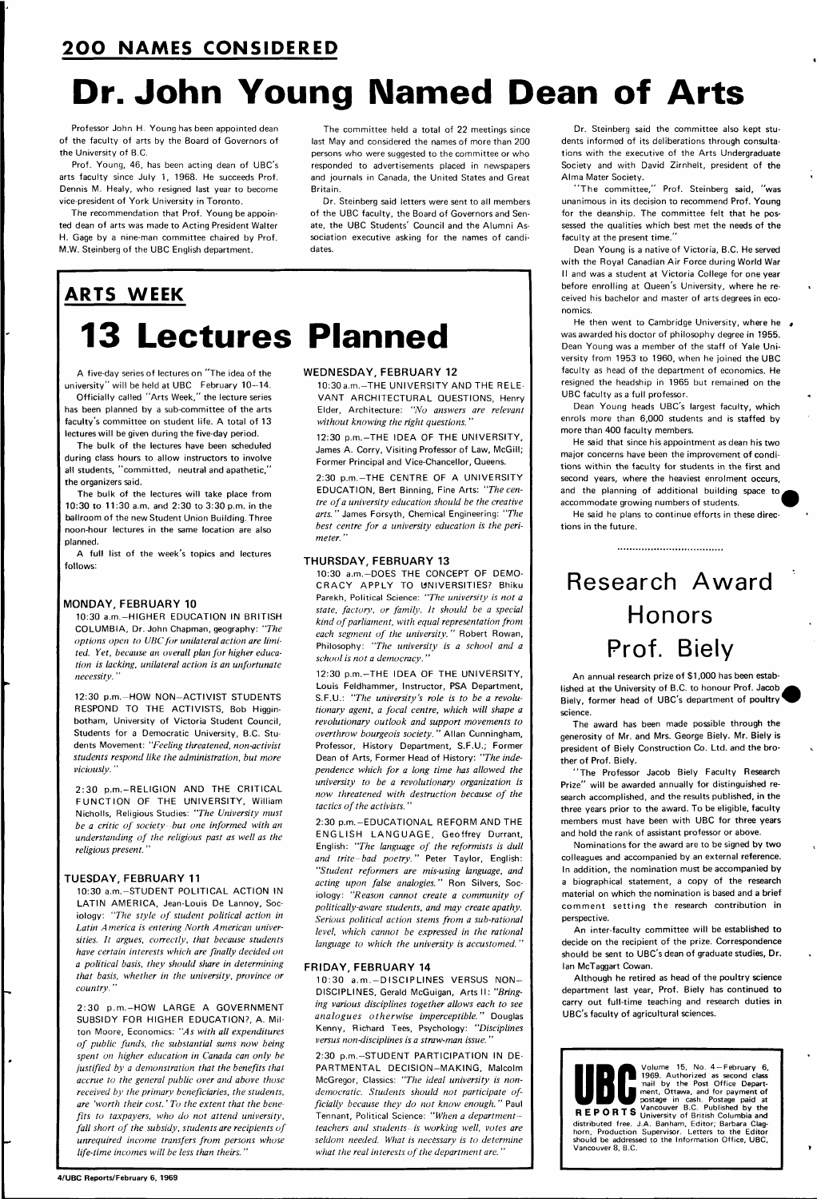## 200 NAMES CONSIDERED

# Dr. John Young Named Dean of Arts

Professor John H. Young has been appointed dean of the faculty of arts by the Board of Governors of the University of B.C.

Prof. Young, 46, has been acting dean of UBC's arts faculty since July 1, 1968. He succeeds Prof. Dennis M. Healy, who resigned last year to become vice-president of York University in Toronto.

The recommendation that Prof. Young be appointed dean of arts was made to Acting President Walter H. Gage by a nine-man committee chaired by Prof. M.W. Steinberg of the UBC English department.

The committee held a total of 22 meetings since last May and considered the names of more than 200 persons who were suggested to the committee or who responded to advertisements placed in newspapers and journals in Canada, the United States and Great Britain.

Dr. Steinberg said letters were sent to all members of the UBC faculty, the Board of Governors and Senate, the UBC Students' Council and the Alumni Association executive asking for the names of candidates.

Dr. Steinberg said the committee also kept students informed of its deliberations through consultations with the executive of the Arts Undergraduate Society and with David Zirnhelt, president of the Alma Mater Society.

"The committee," Prof. Steinberg said, "was unanimous in its decision to recommend Prof. Young for the deanship. The committee felt that he possessed the qualities which best met the needs of the faculty at the present time."

Dean Young is a native of Victoria, B.C. He served with the Royal Canadian Air Force during World War II and was a student at Victoria College for one year before enrolling at Queen's University, where he received his bachelor and master of arts degrees in economics.

He then went to Cambridge University, where he was awarded his doctor of philosophy degree in 1955. Dean Young was a member of the staff of Yale University from 1953 to 1960, when he joined the UBC faculty as head of the department of economics. He resigned the headship in 1965 but remained on the UBC faculty as a full professor.

Dean Young heads UBC's largest faculty, which enrols more than 6,000 students and is staffed by more than 400 faculty members.

He said that since his appointment as dean his two major concerns have been the improvement of conditions within the faculty for students in the first and second years, where the heaviest enrolment occurs, and the planning of additional building space to accommodate growing numbers of students.

He said he plans to continue efforts in these directions in the future.

## ARTS WEEK

# 13 Lectures Planned

A five-day series of lectures on "The idea of the university" will be held at UBC February 10–14.

Officially called "Arts Week," the lecture series has been planned by a sub-committee of the arts faculty's committee on student life. A total of 13 lectures will be given during the five-day period.

The bulk of the lectures have been scheduled during class hours to allow instructors to involve all students, "committed, neutral and apathetic," the organizers said.

The bulk of the lectures will take place from 10:30 to 11:30 a.m. and 2:30 to 3:30 p.m. in the ballroom of the new Student Union Building. Three noon-hour lectures in the same location are also planned.

A full list of the week's topics and lectures follows:

### MONDAY, FEBRUARY 10

10:30 a.m.–HIGHER EDUCATION IN BRITISH COLUMBIA, Dr. John Chapman, geography: *"The options open to UBC for unilateral action are limited. Yet, because an overall plan for higher education is lacking, unilateral action is an unfortunate necessity."*

12:30 p.m.–HOW NON-ACTIVIST STUDENTS RESPOND TO THE ACTIVISTS, Bob Higginbotham, University of Victoria Student Council, Students for a Democratic University, B.C. Students Movement: *"Feeling threatened, non-activist students respond like the administration, but more viciously."*

2:30 p.m.–RELIGION AND THE CRITICAL FUNCTION OF THE UNIVERSITY, William Nicholls, Religious Studies: *"The University must be a critic of society but one informed with an understanding of the religious past as well as the religious present."*

### TUESDAY, FEBRUARY 11

10:30 a.m.–STUDENT POLITICAL ACTION IN LATIN AMERICA, Jean-Louis De Lannoy, Sociology: *"The style of student political action in Latin America is entering North American universities. It argues, correctly, that because students have certain interests which are finally decided on a political basis, they should share in determining that basis, whether in the university, province or country."*

2:30 p.m.–HOW LARGE A GOVERNMENT SUBSIDY FOR HIGHER EDUCATION?, A. Milton Moore, Economics: *"As with all expenditures of public funds, the substantial sums now being spent on higher education in Canada can only be justified by a demonstration that the benefits that accrue to the general public over and above those received by the primary beneficiaries, the students, are 'worth their cost.' To the extent that the benefits to taxpayers, who do not attend university, fall short of the subsidy, students are recipients of unrequired income transfers from persons whose life-time incomes will be less than theirs."*

### WEDNESDAY, FEBRUARY 12

10:30 a.m.–THE UNIVERSITY AND THE RELEVANT ARCHITECTURAL QUESTIONS, Henry Elder, Architecture: *"No answers are relevant without knowing the right questions."*

12:30 p.m.–THE IDEA OF THE UNIVERSITY, James A. Corry, Visiting Professor of Law, McGill; Former Principal and Vice-Chancellor, Queens.

2:30 p.m.–THE CENTRE OF A UNIVERSITY EDUCATION, Bert Binning, Fine Arts: *"The centre of a university education should be the creative arts."* James Forsyth, Chemical Engineering: *"The best centre for a university education is the perimeter."*

### THURSDAY, FEBRUARY 13

10:30 a.m.–DOES THE CONCEPT OF DEMOCRACY APPLY TO UNIVERSITIES? Bhiku Parekh, Political Science: *"The university is not a state, factory, or family. It should be a special kind of parliament, with equal representation from each segment of the university."* Robert Rowan, Philosophy: *"The university is a school and a school is not a democracy."*

12:30 p.m.–THE IDEA OF THE UNIVERSITY, Louis Feldhammer, Instructor, PSA Department, S.F.U.: *"The university's role is to be a revolutionary agent, a focal centre, which will shape a revolutionary outlook and support movements to overthrow bourgeois society."* Allan Cunningham, Professor, History Department, S.F.U.; Former Dean of Arts, Former Head of History: *"The independence which for a long time has allowed the university to be a revolutionary organization is now threatened with destruction because of the tactics of the activists."*

2:30 p.m.–EDUCATIONAL REFORM AND THE ENGLISH LANGUAGE, Geoffrey Durrant, English: *"The language of the reformists is dull and trite–bad poetry."* Peter Taylor, English: *"Student reformers are mis-using language, and acting upon false analogies."* Ron Silvers, Sociology: *"Reason cannot create a community of politically-aware students, and may create apathy. Serious political action stems from a sub-rational level, which cannot be expressed in the rational language to which the university is accustomed."*

### FRIDAY, FEBRUARY 14

10:30 a.m.–DISCIPLINES VERSUS NON-DISCIPLINES, Gerald McGuigan, Arts II: *"Bringing various disciplines together allows each to see analogues otherwise imperceptible."* Douglas Kenny, Richard Tees, Psychology: *"Disciplines versus non-disciplines is a straw-man issue."*

2:30 p.m.–STUDENT PARTICIPATION IN DEPARTMENTAL DECISION-MAKING, Malcolm McGregor, Classics: *"The ideal university is non-democratic. Students should not participate officially because they do not know enough."* Paul Tennant, Political Science: *"When a department–teachers and students–is working well, votes are seldom needed. What is necessary is to determine what the real interests of the department are."*

# Research Award Honors Prof. Biely

An annual research prize of $1,000 has been established at the University of B.C. to honour Prof. Jacob Biely, former head of UBC's department of poultry science.

The award has been made possible through the generosity of Mr. and Mrs. George Biely. Mr. Biely is president of Biely Construction Co. Ltd. and the brother of Prof. Biely.

"The Professor Jacob Biely Faculty Research Prize" will be awarded annually for distinguished research accomplished, and the results published, in the three years prior to the award. To be eligible, faculty members must have been with UBC for three years and hold the rank of assistant professor or above.

Nominations for the award are to be signed by two colleagues and accompanied by an external reference. In addition, the nomination must be accompanied by a biographical statement, a copy of the research material on which the nomination is based and a brief comment setting the research contribution in perspective.

An inter-faculty committee will be established to decide on the recipient of the prize. Correspondence should be sent to UBC's dean of graduate studies, Dr. Ian McTaggart Cowan.

Although he retired as head of the poultry science department last year, Prof. Biely has continued to carry out full-time teaching and research duties in UBC's faculty of agricultural sciences.

**UBC REPORTS** Volume 15, No. 4–February 6, 1969. Authorized as second class mail by the Post Office Department, Ottawa, and for payment of postage in cash. Postage paid at Vancouver B.C. Published by the University of British Columbia and distributed free. J.A. Banham, Editor; Barbara Claghorn, Production Supervisor. Letters to the Editor should be addressed to the Information Office, UBC, Vancouver 8, B.C.